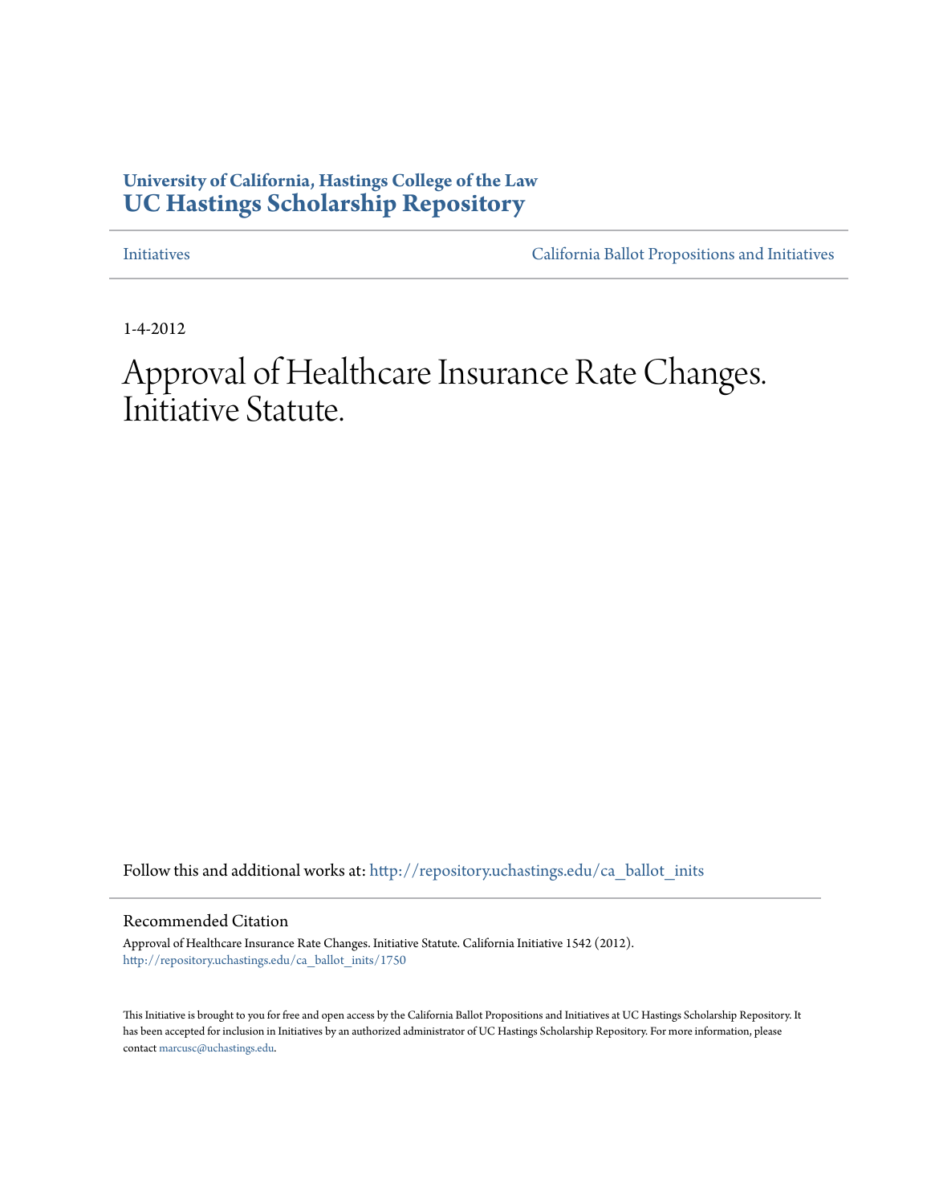**University of California, Hastings College of the Law**
**UC Hastings Scholarship Repository**

Initiatives | California Ballot Propositions and Initiatives

1-4-2012

# Approval of Healthcare Insurance Rate Changes. Initiative Statute.

Follow this and additional works at: http://repository.uchastings.edu/ca_ballot_inits

## Recommended Citation

Approval of Healthcare Insurance Rate Changes. Initiative Statute. California Initiative 1542 (2012).
http://repository.uchastings.edu/ca_ballot_inits/1750

This Initiative is brought to you for free and open access by the California Ballot Propositions and Initiatives at UC Hastings Scholarship Repository. It has been accepted for inclusion in Initiatives by an authorized administrator of UC Hastings Scholarship Repository. For more information, please contact marcusc@uchastings.edu.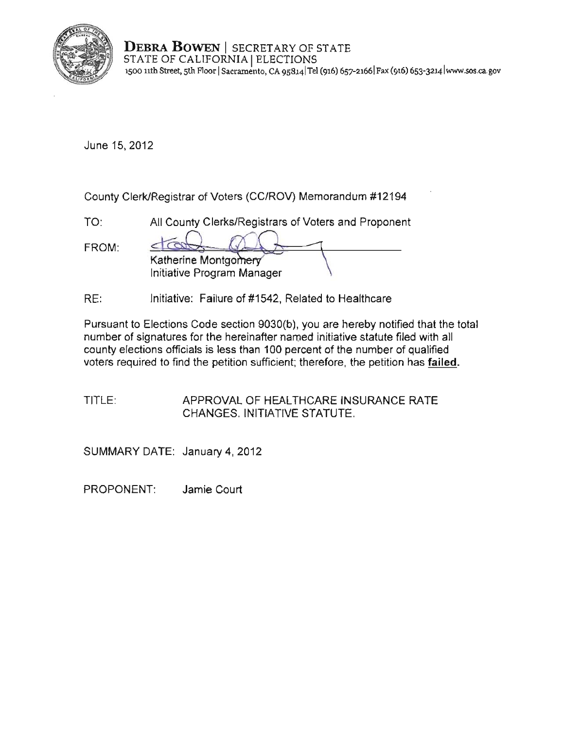**DEBRA BOWEN** | SECRETARY OF STATE
STATE OF CALIFORNIA | ELECTIONS
1500 11th Street, 5th Floor | Sacramento, CA 95814 | Tel (916) 657-2166 | Fax (916) 653-3214 | www.sos.ca.gov

June 15, 2012

County Clerk/Registrar of Voters (CC/ROV) Memorandum #12194

TO: All County Clerks/Registrars of Voters and Proponent

FROM: Katherine Montgomery
Initiative Program Manager

RE: Initiative: Failure of #1542, Related to Healthcare

Pursuant to Elections Code section 9030(b), you are hereby notified that the total number of signatures for the hereinafter named initiative statute filed with all county elections officials is less than 100 percent of the number of qualified voters required to find the petition sufficient; therefore, the petition has **failed.**

TITLE: APPROVAL OF HEALTHCARE INSURANCE RATE CHANGES. INITIATIVE STATUTE.

SUMMARY DATE: January 4, 2012

PROPONENT: Jamie Court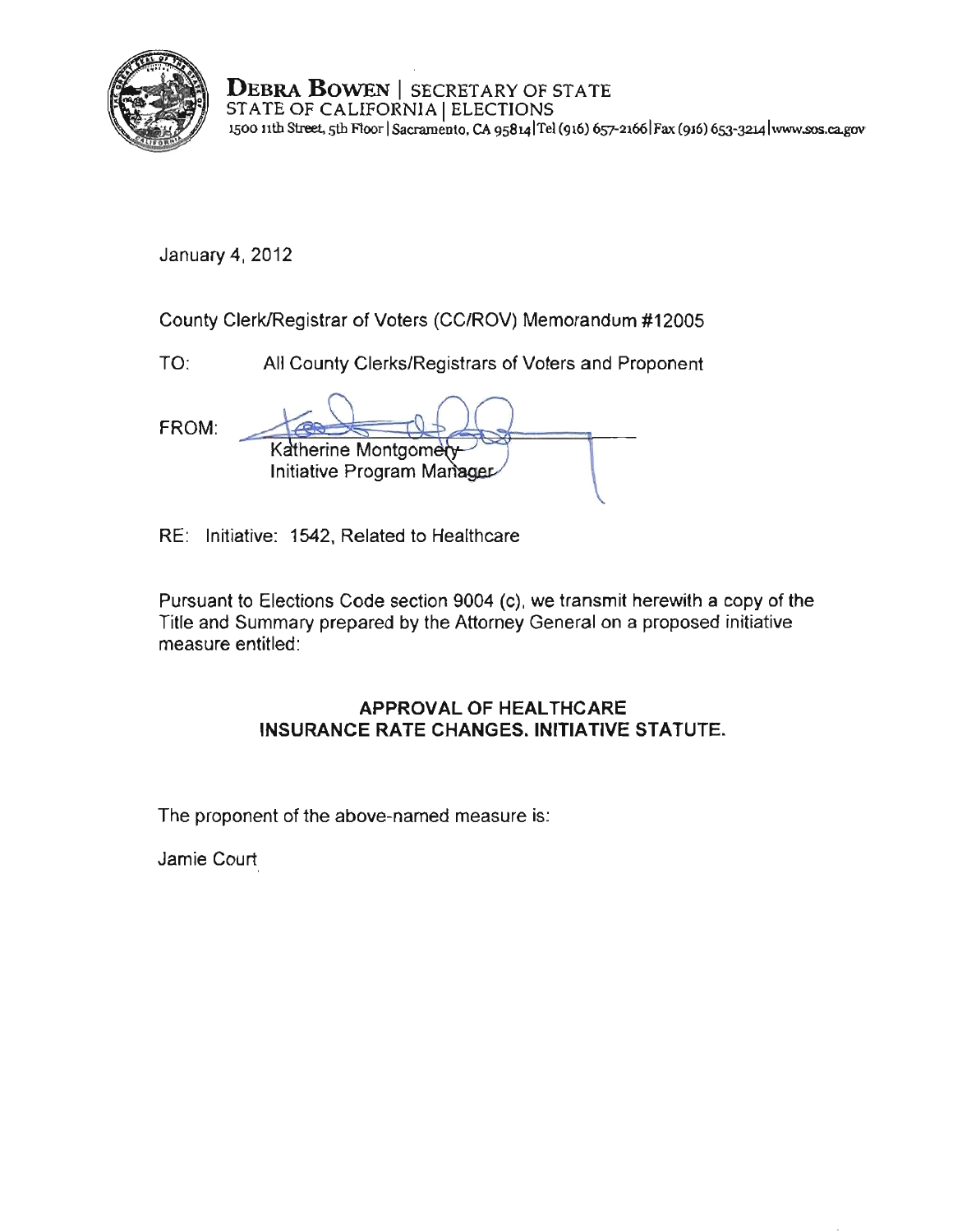**DEBRA BOWEN** | SECRETARY OF STATE
STATE OF CALIFORNIA | ELECTIONS
1500 11th Street, 5th Floor | Sacramento, CA 95814 | Tel (916) 657-2166 | Fax (916) 653-3214 | www.sos.ca.gov

January 4, 2012

County Clerk/Registrar of Voters (CC/ROV) Memorandum #12005

TO: All County Clerks/Registrars of Voters and Proponent

FROM: Katherine Montgomery
Initiative Program Manager

RE: Initiative: 1542, Related to Healthcare

Pursuant to Elections Code section 9004 (c), we transmit herewith a copy of the Title and Summary prepared by the Attorney General on a proposed initiative measure entitled:

**APPROVAL OF HEALTHCARE INSURANCE RATE CHANGES. INITIATIVE STATUTE.**

The proponent of the above-named measure is:

Jamie Court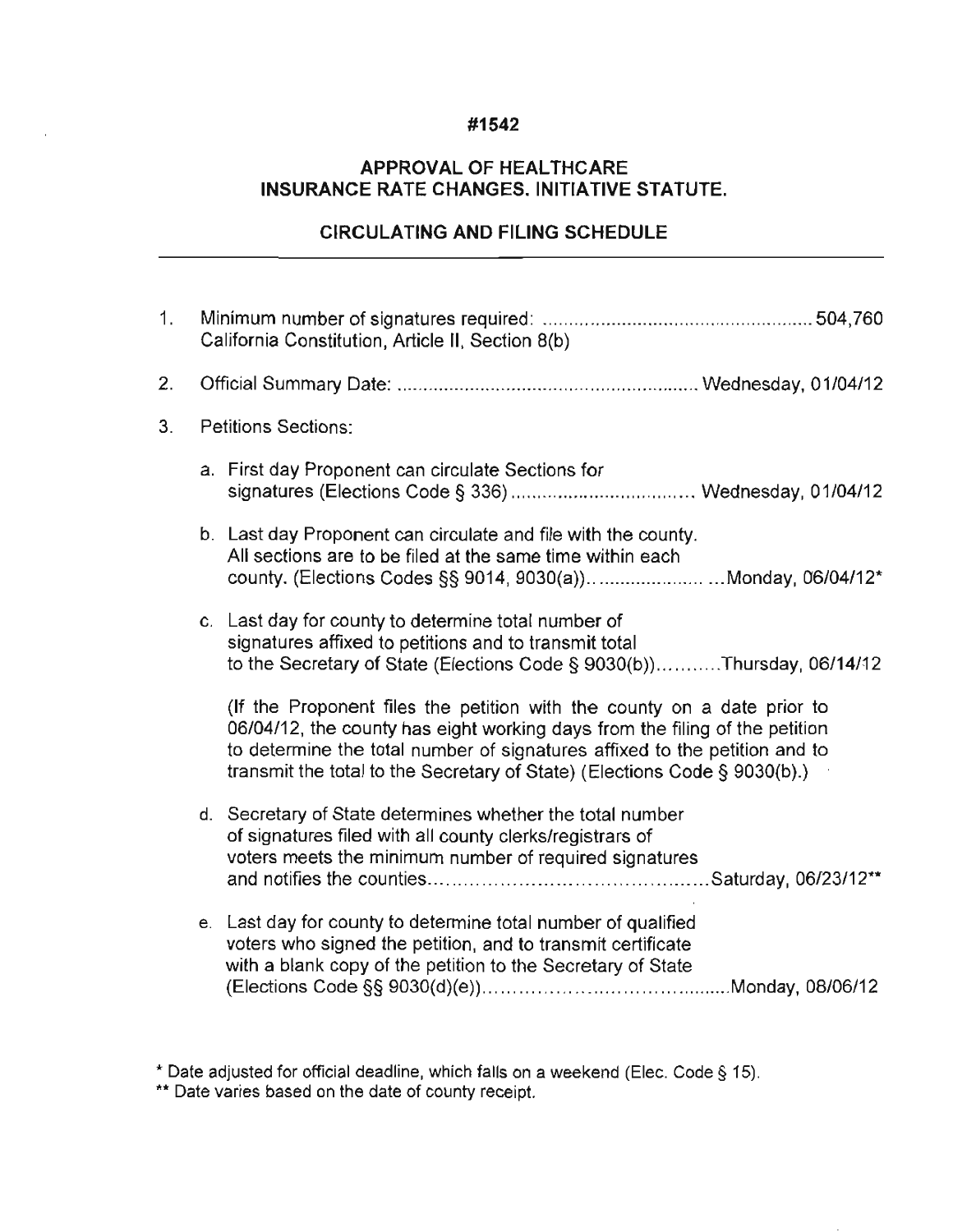**#1542**

**APPROVAL OF HEALTHCARE INSURANCE RATE CHANGES. INITIATIVE STATUTE.**

**CIRCULATING AND FILING SCHEDULE**

---

1. Minimum number of signatures required: .................................................... 504,760
   California Constitution, Article II, Section 8(b)

2. Official Summary Date: .......................................................... Wednesday, 01/04/12

3. Petitions Sections:

   a. First day Proponent can circulate Sections for signatures (Elections Code § 336) .................................. Wednesday, 01/04/12

   b. Last day Proponent can circulate and file with the county. All sections are to be filed at the same time within each county. (Elections Codes §§ 9014, 9030(a)).......................Monday, 06/04/12*

   c. Last day for county to determine total number of signatures affixed to petitions and to transmit total to the Secretary of State (Elections Code § 9030(b))...........Thursday, 06/14/12

      (If the Proponent files the petition with the county on a date prior to 06/04/12, the county has eight working days from the filing of the petition to determine the total number of signatures affixed to the petition and to transmit the total to the Secretary of State) (Elections Code § 9030(b).)

   d. Secretary of State determines whether the total number of signatures filed with all county clerks/registrars of voters meets the minimum number of required signatures and notifies the counties..............................................Saturday, 06/23/12**

   e. Last day for county to determine total number of qualified voters who signed the petition, and to transmit certificate with a blank copy of the petition to the Secretary of State (Elections Code §§ 9030(d)(e))........................................Monday, 08/06/12

\* Date adjusted for official deadline, which falls on a weekend (Elec. Code § 15).

\*\* Date varies based on the date of county receipt.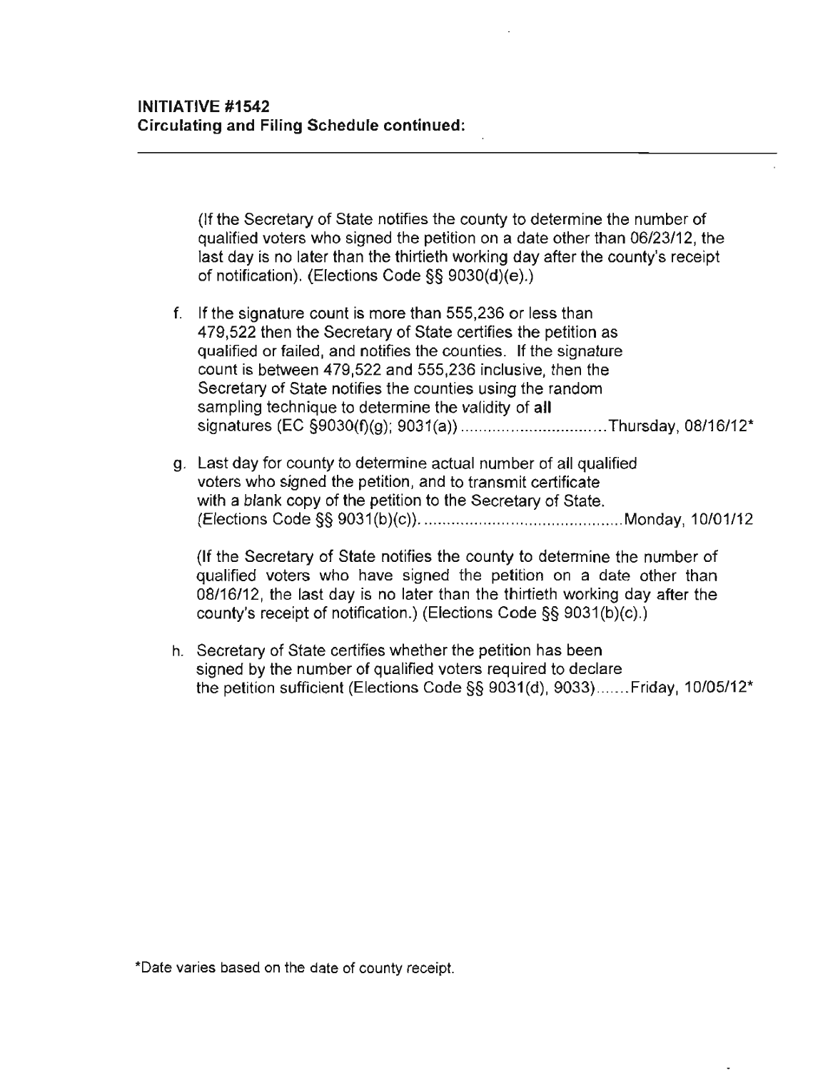**INITIATIVE #1542**
**Circulating and Filing Schedule continued:**

---

(If the Secretary of State notifies the county to determine the number of qualified voters who signed the petition on a date other than 06/23/12, the last day is no later than the thirtieth working day after the county's receipt of notification). (Elections Code §§ 9030(d)(e).)

f. If the signature count is more than 555,236 or less than 479,522 then the Secretary of State certifies the petition as qualified or failed, and notifies the counties. If the signature count is between 479,522 and 555,236 inclusive, then the Secretary of State notifies the counties using the random sampling technique to determine the validity of **all** signatures (EC §9030(f)(g); 9031(a)) ................................ Thursday, 08/16/12*

g. Last day for county to determine actual number of all qualified voters who signed the petition, and to transmit certificate with a blank copy of the petition to the Secretary of State. (Elections Code §§ 9031(b)(c)). ............................................ Monday, 10/01/12

(If the Secretary of State notifies the county to determine the number of qualified voters who have signed the petition on a date other than 08/16/12, the last day is no later than the thirtieth working day after the county's receipt of notification.) (Elections Code §§ 9031(b)(c).)

h. Secretary of State certifies whether the petition has been signed by the number of qualified voters required to declare the petition sufficient (Elections Code §§ 9031(d), 9033) ....... Friday, 10/05/12*

*Date varies based on the date of county receipt.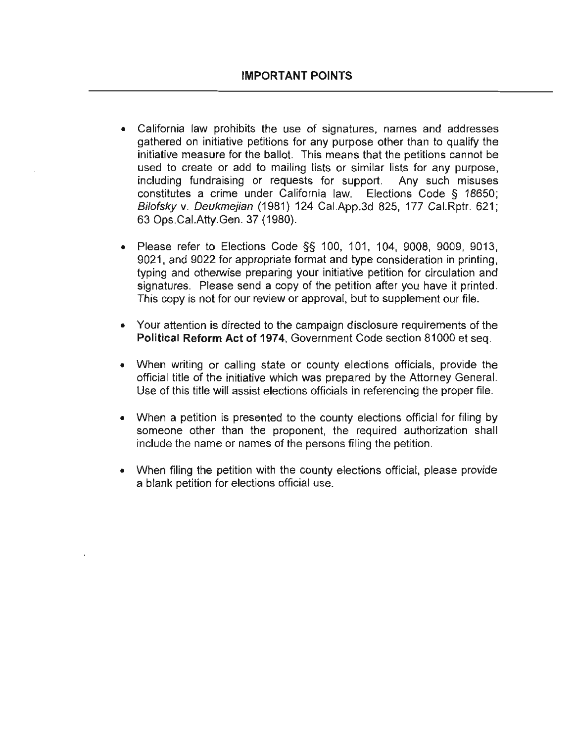## IMPORTANT POINTS

- California law prohibits the use of signatures, names and addresses gathered on initiative petitions for any purpose other than to qualify the initiative measure for the ballot. This means that the petitions cannot be used to create or add to mailing lists or similar lists for any purpose, including fundraising or requests for support. Any such misuses constitutes a crime under California law. Elections Code § 18650; *Bilofsky* v. *Deukmejian* (1981) 124 Cal.App.3d 825, 177 Cal.Rptr. 621; 63 Ops.Cal.Atty.Gen. 37 (1980).

- Please refer to Elections Code §§ 100, 101, 104, 9008, 9009, 9013, 9021, and 9022 for appropriate format and type consideration in printing, typing and otherwise preparing your initiative petition for circulation and signatures. Please send a copy of the petition after you have it printed. This copy is not for our review or approval, but to supplement our file.

- Your attention is directed to the campaign disclosure requirements of the **Political Reform Act of 1974**, Government Code section 81000 et seq.

- When writing or calling state or county elections officials, provide the official title of the initiative which was prepared by the Attorney General. Use of this title will assist elections officials in referencing the proper file.

- When a petition is presented to the county elections official for filing by someone other than the proponent, the required authorization shall include the name or names of the persons filing the petition.

- When filing the petition with the county elections official, please provide a blank petition for elections official use.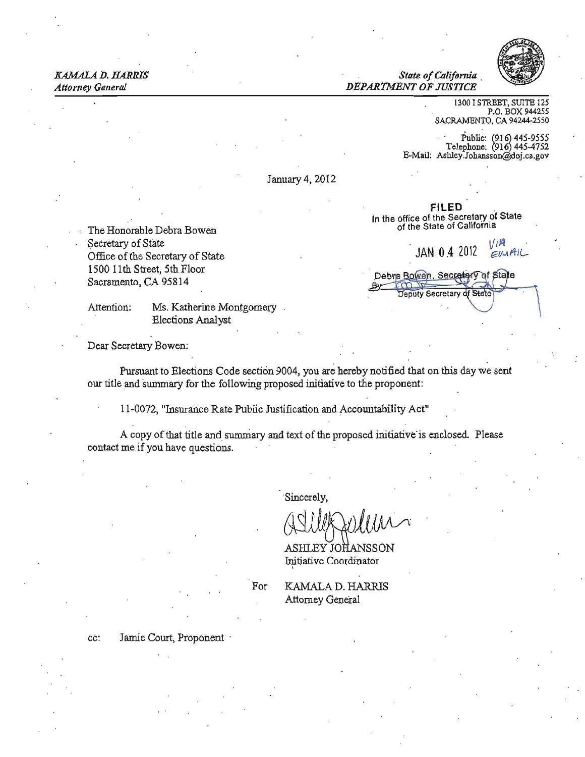*KAMALA D. HARRIS*
*Attorney General*

*State of California*
*DEPARTMENT OF JUSTICE*

1300 I STREET, SUITE 125
P.O. BOX 944255
SACRAMENTO, CA 94244-2550

Public: (916) 445-9555
Telephone: (916) 445-4752
E-Mail: Ashley.Johansson@doj.ca.gov

January 4, 2012

**FILED**
In the office of the Secretary of State
of the State of California

JAN 04 2012 VIA EMAIL

Debra Bowen, Secretary of State
By [signature]
Deputy Secretary of State

The Honorable Debra Bowen
Secretary of State
Office of the Secretary of State
1500 11th Street, 5th Floor
Sacramento, CA 95814

Attention: Ms. Katherine Montgomery
Elections Analyst

Dear Secretary Bowen:

Pursuant to Elections Code section 9004, you are hereby notified that on this day we sent our title and summary for the following proposed initiative to the proponent:

11-0072, "Insurance Rate Public Justification and Accountability Act"

A copy of that title and summary and text of the proposed initiative is enclosed. Please contact me if you have questions.

Sincerely,

[signature]

ASHLEY JOHANSSON
Initiative Coordinator

For KAMALA D. HARRIS
Attorney General

cc: Jamie Court, Proponent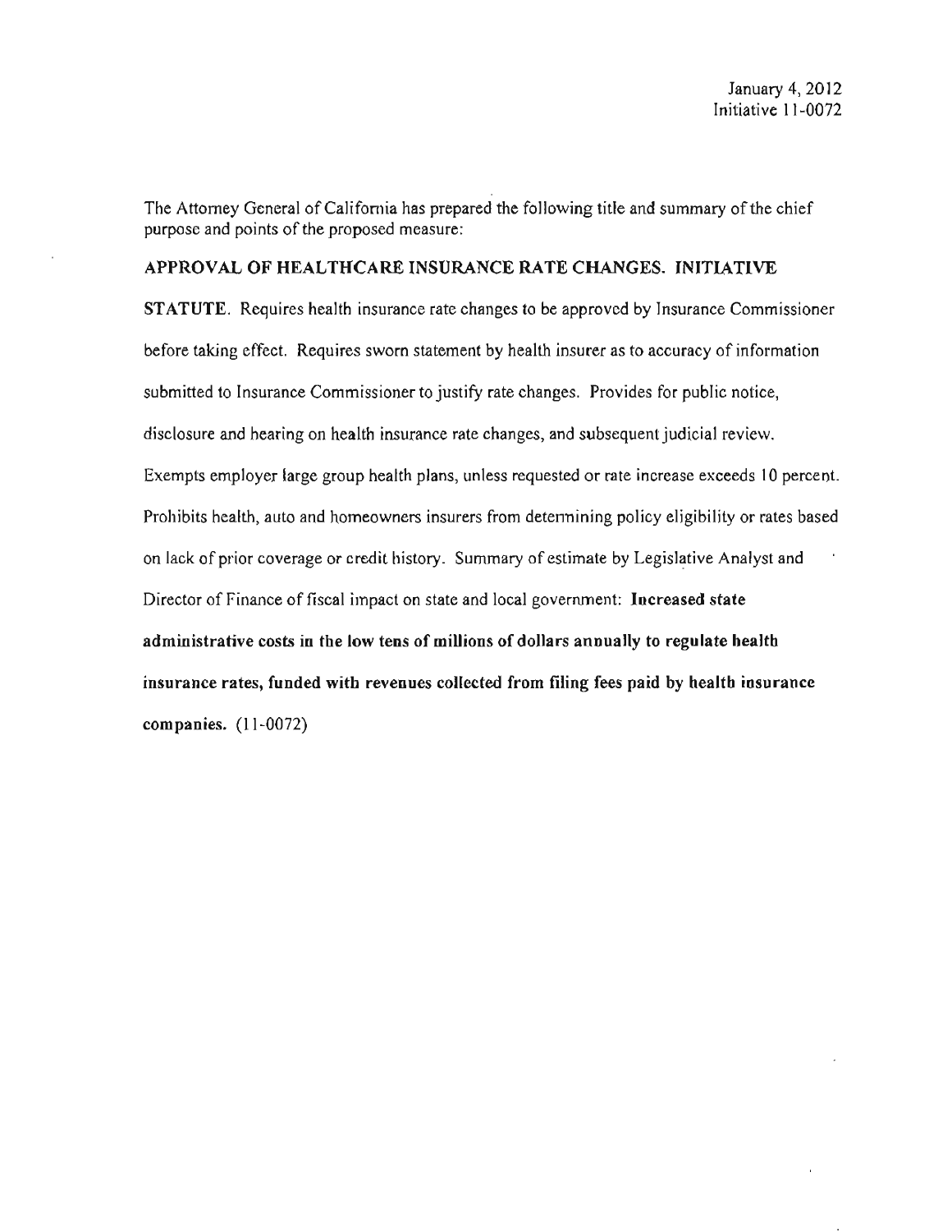January 4, 2012
Initiative 11-0072

The Attorney General of California has prepared the following title and summary of the chief purpose and points of the proposed measure:

**APPROVAL OF HEALTHCARE INSURANCE RATE CHANGES. INITIATIVE STATUTE.** Requires health insurance rate changes to be approved by Insurance Commissioner before taking effect. Requires sworn statement by health insurer as to accuracy of information submitted to Insurance Commissioner to justify rate changes. Provides for public notice, disclosure and hearing on health insurance rate changes, and subsequent judicial review. Exempts employer large group health plans, unless requested or rate increase exceeds 10 percent. Prohibits health, auto and homeowners insurers from determining policy eligibility or rates based on lack of prior coverage or credit history. Summary of estimate by Legislative Analyst and Director of Finance of fiscal impact on state and local government: **Increased state administrative costs in the low tens of millions of dollars annually to regulate health insurance rates, funded with revenues collected from filing fees paid by health insurance companies.** (11-0072)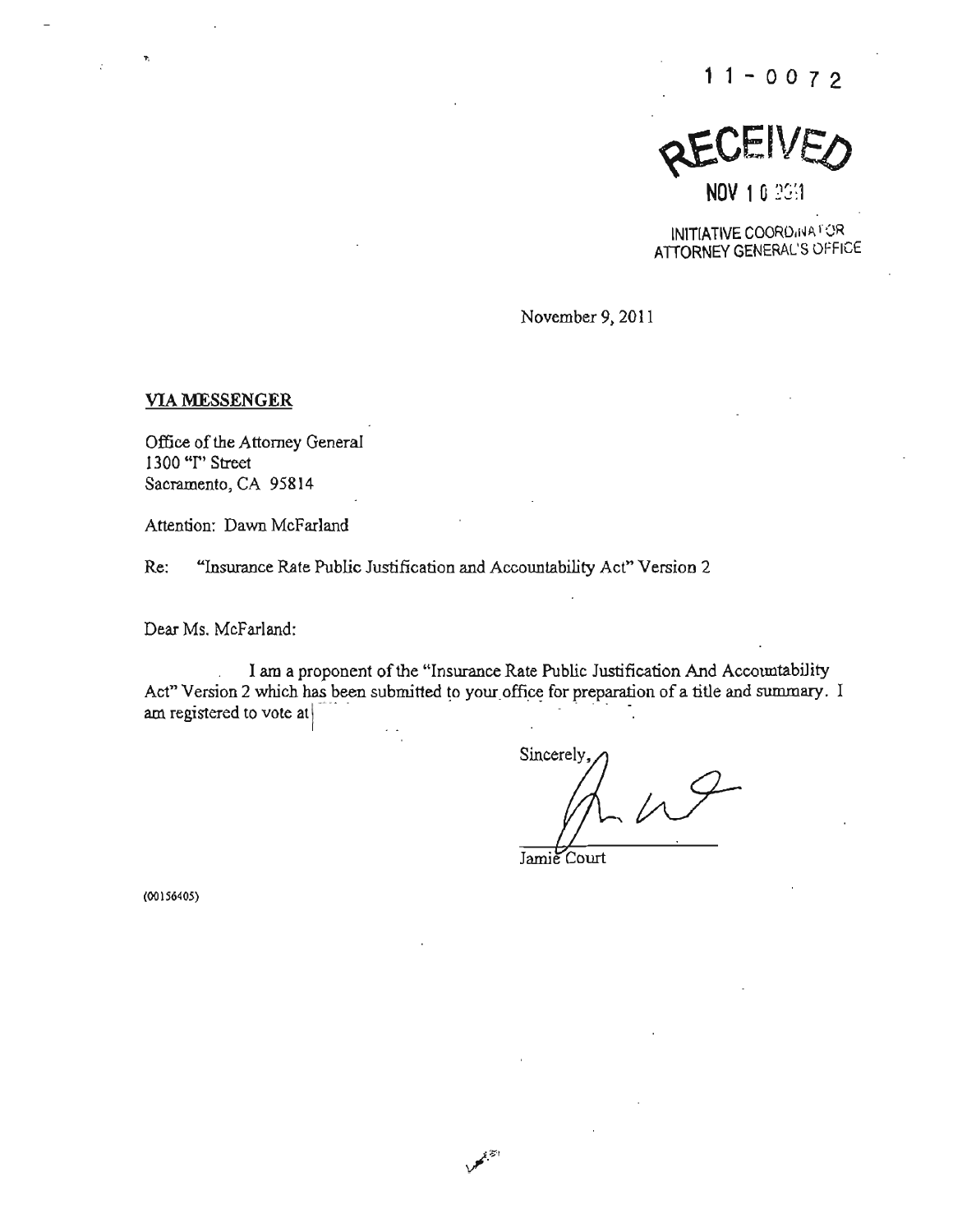11-0072

RECEIVED

NOV 10 2011

INITIATIVE COORDINATOR
ATTORNEY GENERAL'S OFFICE

November 9, 2011

**VIA MESSENGER**

Office of the Attorney General
1300 "I" Street
Sacramento, CA 95814

Attention: Dawn McFarland

Re: "Insurance Rate Public Justification and Accountability Act" Version 2

Dear Ms. McFarland:

I am a proponent of the "Insurance Rate Public Justification And Accountability Act" Version 2 which has been submitted to your office for preparation of a title and summary. I am registered to vote at

Sincerely,

Jamie Court

(00156405)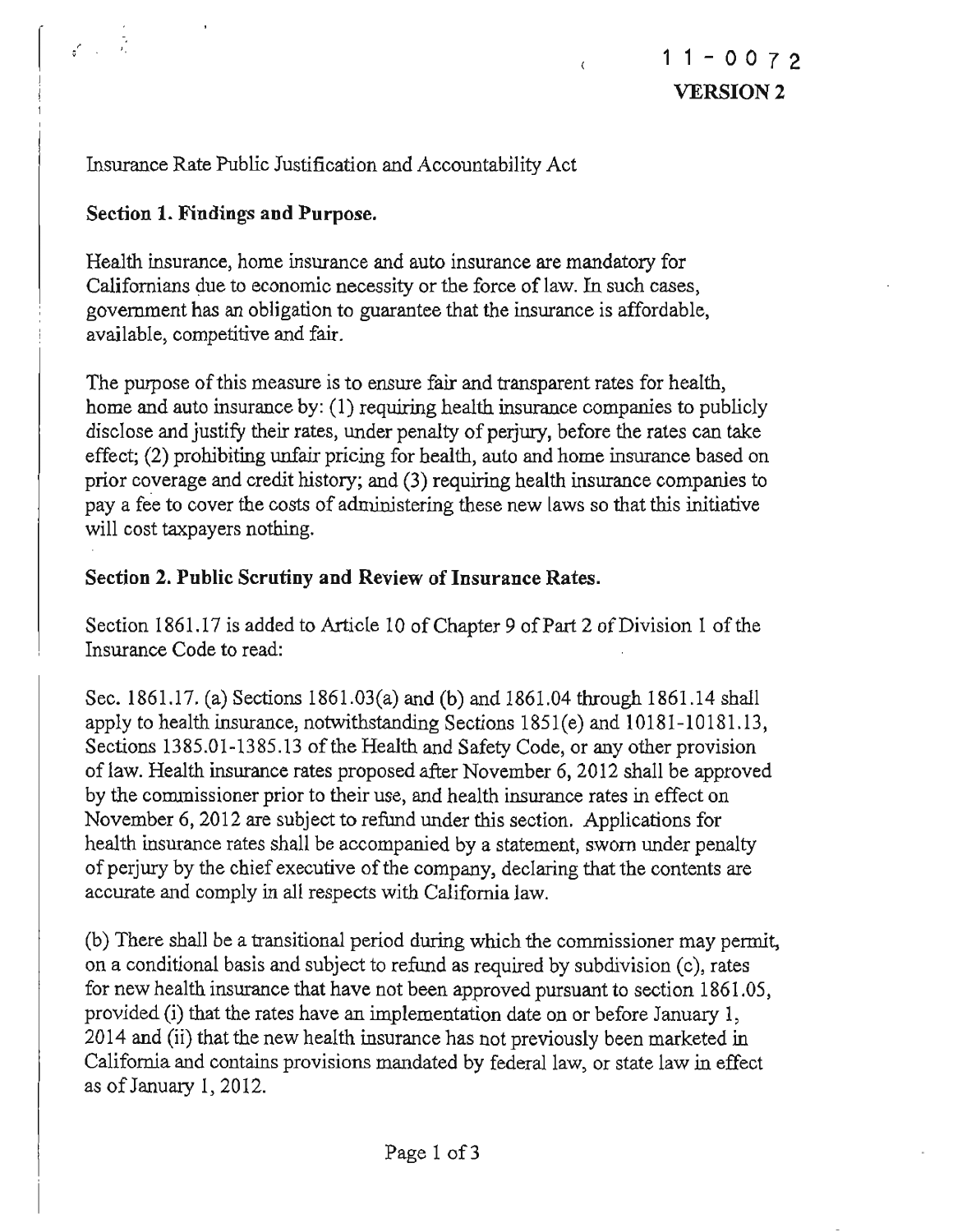11-0072
**VERSION 2**

Insurance Rate Public Justification and Accountability Act

**Section 1. Findings and Purpose.**

Health insurance, home insurance and auto insurance are mandatory for Californians due to economic necessity or the force of law. In such cases, government has an obligation to guarantee that the insurance is affordable, available, competitive and fair.

The purpose of this measure is to ensure fair and transparent rates for health, home and auto insurance by: (1) requiring health insurance companies to publicly disclose and justify their rates, under penalty of perjury, before the rates can take effect; (2) prohibiting unfair pricing for health, auto and home insurance based on prior coverage and credit history; and (3) requiring health insurance companies to pay a fee to cover the costs of administering these new laws so that this initiative will cost taxpayers nothing.

**Section 2. Public Scrutiny and Review of Insurance Rates.**

Section 1861.17 is added to Article 10 of Chapter 9 of Part 2 of Division 1 of the Insurance Code to read:

Sec. 1861.17. (a) Sections 1861.03(a) and (b) and 1861.04 through 1861.14 shall apply to health insurance, notwithstanding Sections 1851(e) and 10181-10181.13, Sections 1385.01-1385.13 of the Health and Safety Code, or any other provision of law. Health insurance rates proposed after November 6, 2012 shall be approved by the commissioner prior to their use, and health insurance rates in effect on November 6, 2012 are subject to refund under this section. Applications for health insurance rates shall be accompanied by a statement, sworn under penalty of perjury by the chief executive of the company, declaring that the contents are accurate and comply in all respects with California law.

(b) There shall be a transitional period during which the commissioner may permit, on a conditional basis and subject to refund as required by subdivision (c), rates for new health insurance that have not been approved pursuant to section 1861.05, provided (i) that the rates have an implementation date on or before January 1, 2014 and (ii) that the new health insurance has not previously been marketed in California and contains provisions mandated by federal law, or state law in effect as of January 1, 2012.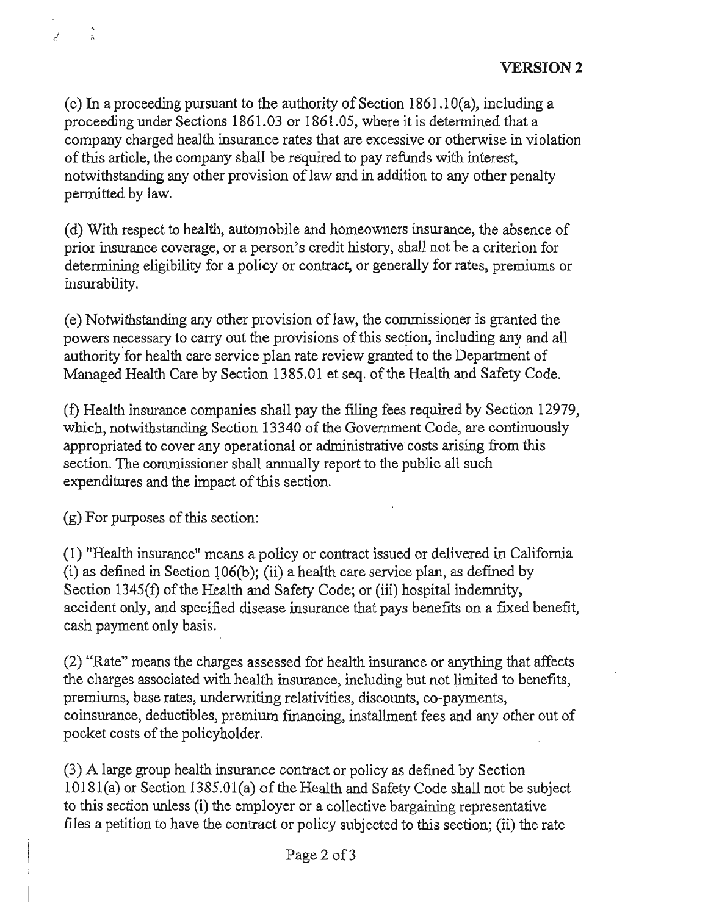**VERSION 2**

(c) In a proceeding pursuant to the authority of Section 1861.10(a), including a proceeding under Sections 1861.03 or 1861.05, where it is determined that a company charged health insurance rates that are excessive or otherwise in violation of this article, the company shall be required to pay refunds with interest, notwithstanding any other provision of law and in addition to any other penalty permitted by law.

(d) With respect to health, automobile and homeowners insurance, the absence of prior insurance coverage, or a person's credit history, shall not be a criterion for determining eligibility for a policy or contract, or generally for rates, premiums or insurability.

(e) Notwithstanding any other provision of law, the commissioner is granted the powers necessary to carry out the provisions of this section, including any and all authority for health care service plan rate review granted to the Department of Managed Health Care by Section 1385.01 et seq. of the Health and Safety Code.

(f) Health insurance companies shall pay the filing fees required by Section 12979, which, notwithstanding Section 13340 of the Government Code, are continuously appropriated to cover any operational or administrative costs arising from this section. The commissioner shall annually report to the public all such expenditures and the impact of this section.

(g) For purposes of this section:

(1) "Health insurance" means a policy or contract issued or delivered in California (i) as defined in Section 106(b); (ii) a health care service plan, as defined by Section 1345(f) of the Health and Safety Code; or (iii) hospital indemnity, accident only, and specified disease insurance that pays benefits on a fixed benefit, cash payment only basis.

(2) "Rate" means the charges assessed for health insurance or anything that affects the charges associated with health insurance, including but not limited to benefits, premiums, base rates, underwriting relativities, discounts, co-payments, coinsurance, deductibles, premium financing, installment fees and any other out of pocket costs of the policyholder.

(3) A large group health insurance contract or policy as defined by Section 10181(a) or Section 1385.01(a) of the Health and Safety Code shall not be subject to this section unless (i) the employer or a collective bargaining representative files a petition to have the contract or policy subjected to this section; (ii) the rate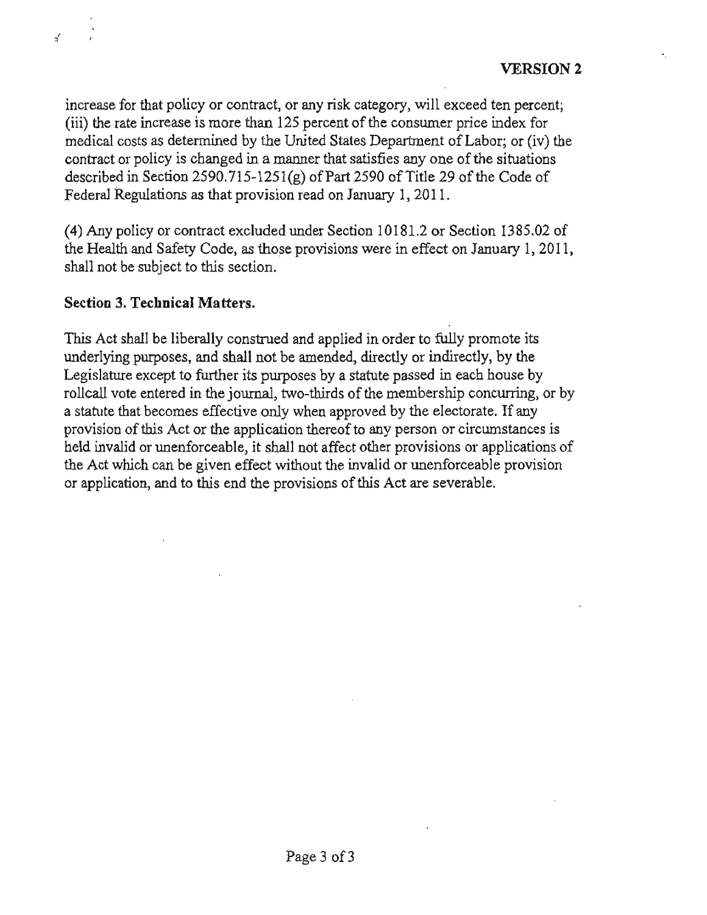increase for that policy or contract, or any risk category, will exceed ten percent; (iii) the rate increase is more than 125 percent of the consumer price index for medical costs as determined by the United States Department of Labor; or (iv) the contract or policy is changed in a manner that satisfies any one of the situations described in Section 2590.715-1251(g) of Part 2590 of Title 29 of the Code of Federal Regulations as that provision read on January 1, 2011.

(4) Any policy or contract excluded under Section 10181.2 or Section 1385.02 of the Health and Safety Code, as those provisions were in effect on January 1, 2011, shall not be subject to this section.

**Section 3. Technical Matters.**

This Act shall be liberally construed and applied in order to fully promote its underlying purposes, and shall not be amended, directly or indirectly, by the Legislature except to further its purposes by a statute passed in each house by rollcall vote entered in the journal, two-thirds of the membership concurring, or by a statute that becomes effective only when approved by the electorate. If any provision of this Act or the application thereof to any person or circumstances is held invalid or unenforceable, it shall not affect other provisions or applications of the Act which can be given effect without the invalid or unenforceable provision or application, and to this end the provisions of this Act are severable.